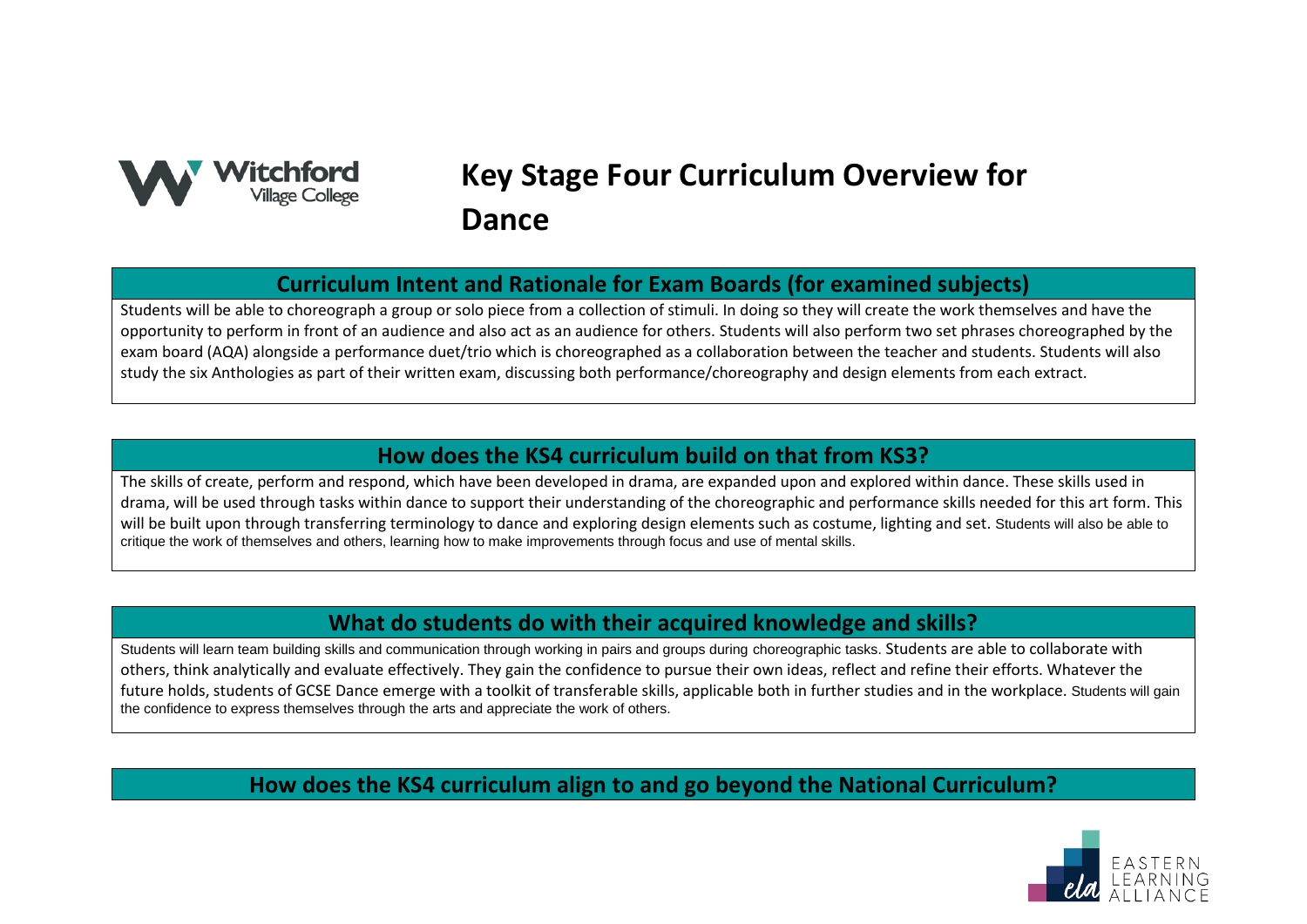# Key Stage Four Curriculum Overview for Dance

## Curriculum Intent and Rationale for Exam Boards (for examined subjects)

Students will be able to choreograph a group or solo piece from a collection of stimuli. In doing so they will create the work themselves and have the opportunity to perform in front of an audience and also act as an audience for others. Students will also perform two set phrases choreographed by the exam board (AQA) alongside a performance duet/trio which is choreographed as a collaboration between the teacher and students. Students will also study the six Anthologies as part of their written exam, discussing both performance/choreography and design elements from each extract.

## How does the KS4 curriculum build on that from KS3?

The skills of create, perform and respond, which have been developed in drama, are expanded upon and explored within dance. These skills used in drama, will be used through tasks within dance to support their understanding of the choreographic and performance skills needed for this art form. This will be built upon through transferring terminology to dance and exploring design elements such as costume, lighting and set. Students will also be able to critique the work of themselves and others, learning how to make improvements through focus and use of mental skills.

## What do students do with their acquired knowledge and skills?

Students will learn team building skills and communication through working in pairs and groups during choreographic tasks. Students are able to collaborate with others, think analytically and evaluate effectively. They gain the confidence to pursue their own ideas, reflect and refine their efforts. Whatever the future holds, students of GCSE Dance emerge with a toolkit of transferable skills, applicable both in further studies and in the workplace. Students will gain the confidence to express themselves through the arts and appreciate the work of others.

## How does the KS4 curriculum align to and go beyond the National Curriculum?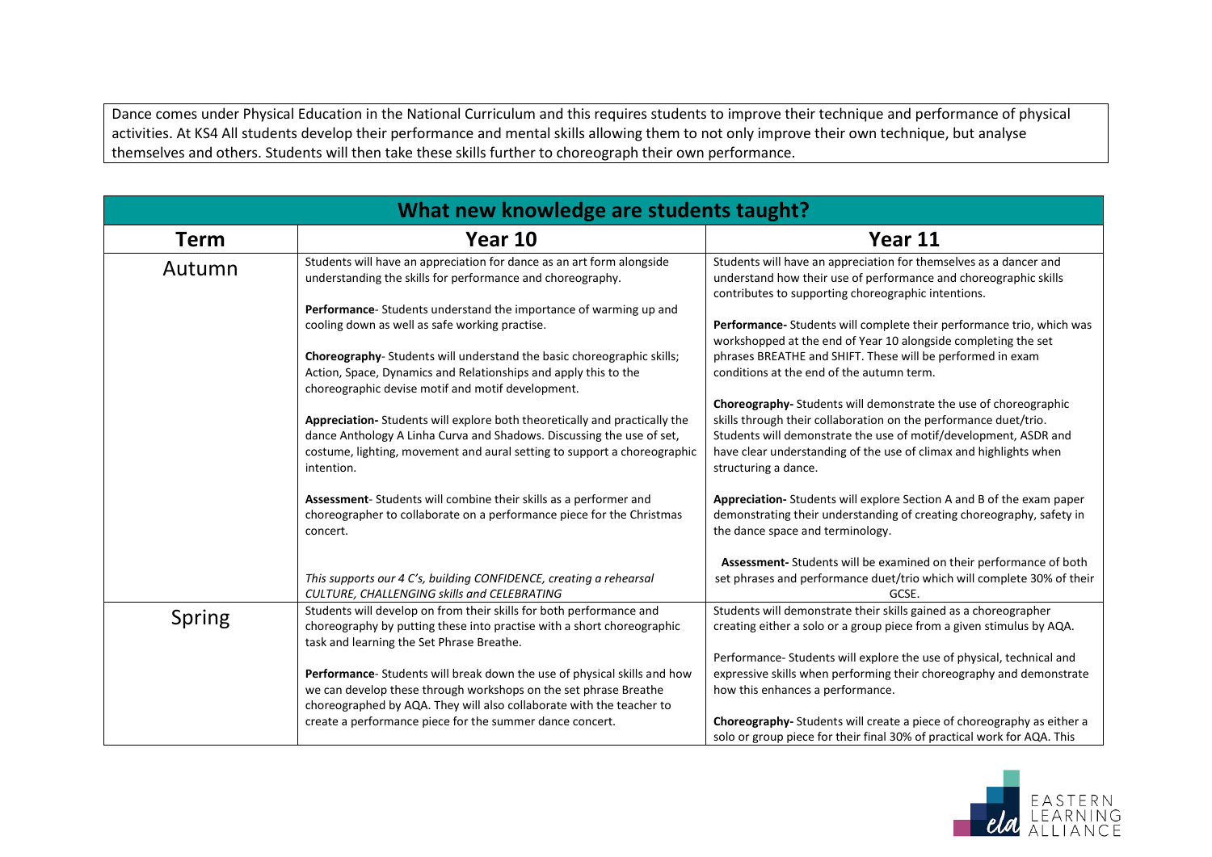Dance comes under Physical Education in the National Curriculum and this requires students to improve their technique and performance of physical activities. At KS4 All students develop their performance and mental skills allowing them to not only improve their own technique, but analyse themselves and others. Students will then take these skills further to choreograph their own performance.

| What new knowledge are students taught? | | |
|---|---|---|
| **Term** | **Year 10** | **Year 11** |
| Autumn | Students will have an appreciation for dance as an art form alongside understanding the skills for performance and choreography.<br><br>**Performance**- Students understand the importance of warming up and cooling down as well as safe working practise.<br><br>**Choreography**- Students will understand the basic choreographic skills; Action, Space, Dynamics and Relationships and apply this to the choreographic devise motif and motif development.<br><br>**Appreciation-** Students will explore both theoretically and practically the dance Anthology A Linha Curva and Shadows. Discussing the use of set, costume, lighting, movement and aural setting to support a choreographic intention.<br><br>**Assessment**- Students will combine their skills as a performer and choreographer to collaborate on a performance piece for the Christmas concert.<br><br>*This supports our 4 C's, building CONFIDENCE, creating a rehearsal CULTURE, CHALLENGING skills and CELEBRATING* | Students will have an appreciation for themselves as a dancer and understand how their use of performance and choreographic skills contributes to supporting choreographic intentions.<br><br>**Performance-** Students will complete their performance trio, which was workshopped at the end of Year 10 alongside completing the set phrases BREATHE and SHIFT. These will be performed in exam conditions at the end of the autumn term.<br><br>**Choreography-** Students will demonstrate the use of choreographic skills through their collaboration on the performance duet/trio. Students will demonstrate the use of motif/development, ASDR and have clear understanding of the use of climax and highlights when structuring a dance.<br><br>**Appreciation-** Students will explore Section A and B of the exam paper demonstrating their understanding of creating choreography, safety in the dance space and terminology.<br><br>**Assessment-** Students will be examined on their performance of both set phrases and performance duet/trio which will complete 30% of their GCSE. |
| Spring | Students will develop on from their skills for both performance and choreography by putting these into practise with a short choreographic task and learning the Set Phrase Breathe.<br><br>**Performance**- Students will break down the use of physical skills and how we can develop these through workshops on the set phrase Breathe choreographed by AQA. They will also collaborate with the teacher to create a performance piece for the summer dance concert. | Students will demonstrate their skills gained as a choreographer creating either a solo or a group piece from a given stimulus by AQA.<br><br>Performance- Students will explore the use of physical, technical and expressive skills when performing their choreography and demonstrate how this enhances a performance.<br><br>**Choreography-** Students will create a piece of choreography as either a solo or group piece for their final 30% of practical work for AQA. This |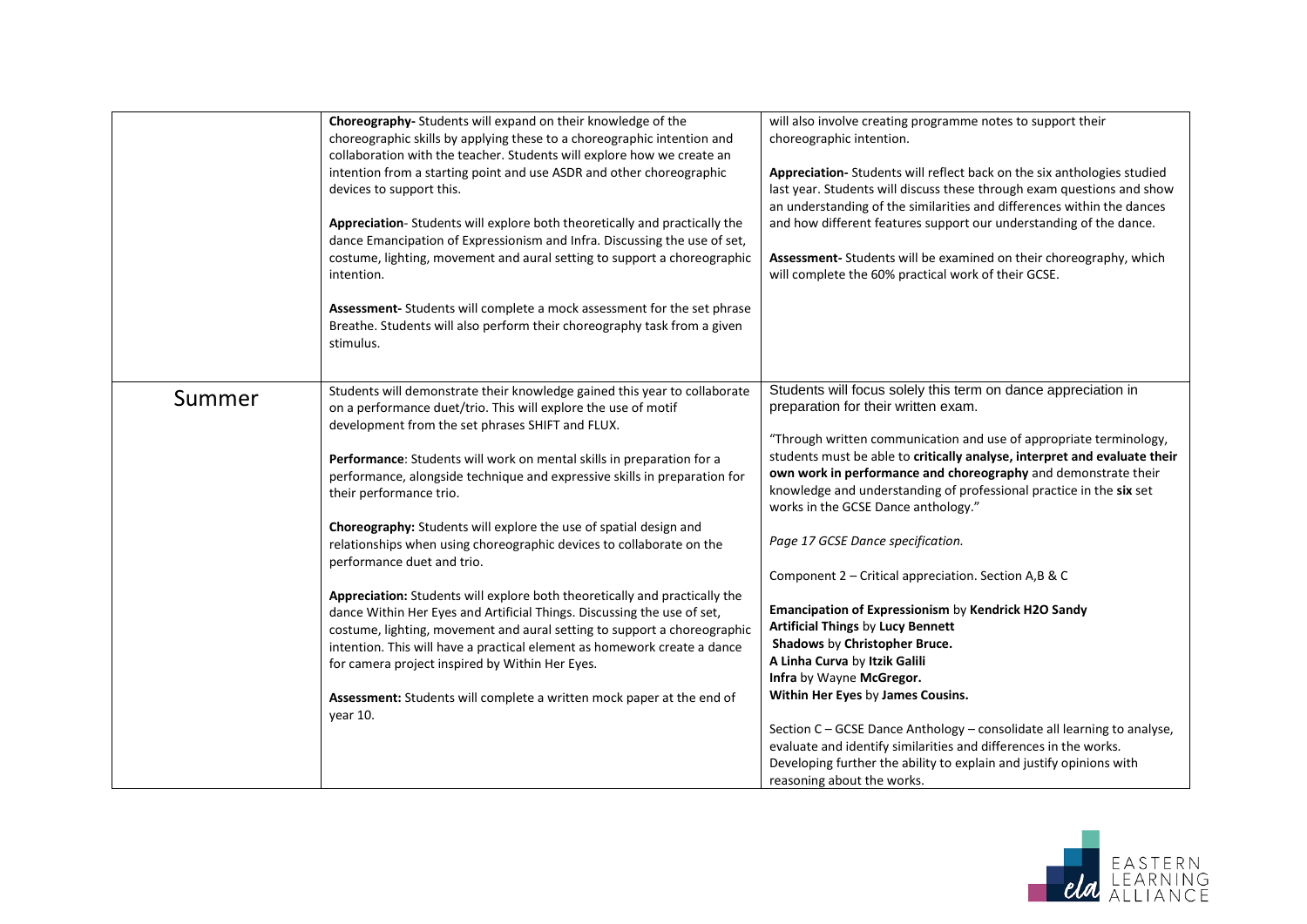| | | |
|---|---|---|
| | **Choreography-** Students will expand on their knowledge of the choreographic skills by applying these to a choreographic intention and collaboration with the teacher. Students will explore how we create an intention from a starting point and use ASDR and other choreographic devices to support this.<br><br>**Appreciation**- Students will explore both theoretically and practically the dance Emancipation of Expressionism and Infra. Discussing the use of set, costume, lighting, movement and aural setting to support a choreographic intention.<br><br>**Assessment-** Students will complete a mock assessment for the set phrase Breathe. Students will also perform their choreography task from a given stimulus. | will also involve creating programme notes to support their choreographic intention.<br><br>**Appreciation-** Students will reflect back on the six anthologies studied last year. Students will discuss these through exam questions and show an understanding of the similarities and differences within the dances and how different features support our understanding of the dance.<br><br>**Assessment-** Students will be examined on their choreography, which will complete the 60% practical work of their GCSE. |
| Summer | Students will demonstrate their knowledge gained this year to collaborate on a performance duet/trio. This will explore the use of motif development from the set phrases SHIFT and FLUX.<br><br>**Performance**: Students will work on mental skills in preparation for a performance, alongside technique and expressive skills in preparation for their performance trio.<br><br>**Choreography:** Students will explore the use of spatial design and relationships when using choreographic devices to collaborate on the performance duet and trio.<br><br>**Appreciation:** Students will explore both theoretically and practically the dance Within Her Eyes and Artificial Things. Discussing the use of set, costume, lighting, movement and aural setting to support a choreographic intention. This will have a practical element as homework create a dance for camera project inspired by Within Her Eyes.<br><br>**Assessment:** Students will complete a written mock paper at the end of year 10. | Students will focus solely this term on dance appreciation in preparation for their written exam.<br><br>"Through written communication and use of appropriate terminology, students must be able to **critically analyse, interpret and evaluate their own work in performance and choreography** and demonstrate their knowledge and understanding of professional practice in the **six** set works in the GCSE Dance anthology."<br><br>*Page 17 GCSE Dance specification.*<br><br>Component 2 – Critical appreciation. Section A,B & C<br><br>**Emancipation of Expressionism** by **Kendrick H2O Sandy**<br>**Artificial Things** by **Lucy Bennett**<br>**Shadows** by **Christopher Bruce.**<br>**A Linha Curva** by **Itzik Galili**<br>**Infra** by Wayne **McGregor.**<br>**Within Her Eyes** by **James Cousins.**<br><br>Section C – GCSE Dance Anthology – consolidate all learning to analyse, evaluate and identify similarities and differences in the works. Developing further the ability to explain and justify opinions with reasoning about the works. |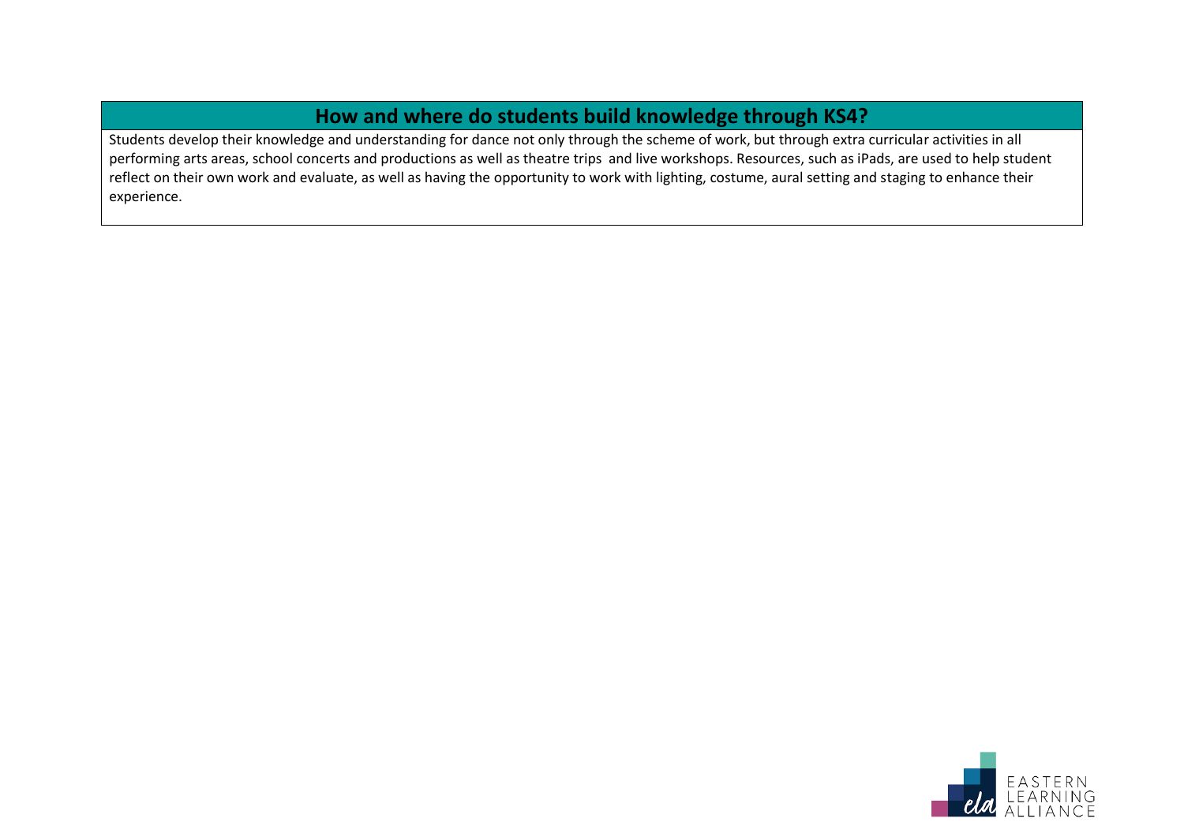## How and where do students build knowledge through KS4?

Students develop their knowledge and understanding for dance not only through the scheme of work, but through extra curricular activities in all performing arts areas, school concerts and productions as well as theatre trips and live workshops. Resources, such as iPads, are used to help student reflect on their own work and evaluate, as well as having the opportunity to work with lighting, costume, aural setting and staging to enhance their experience.